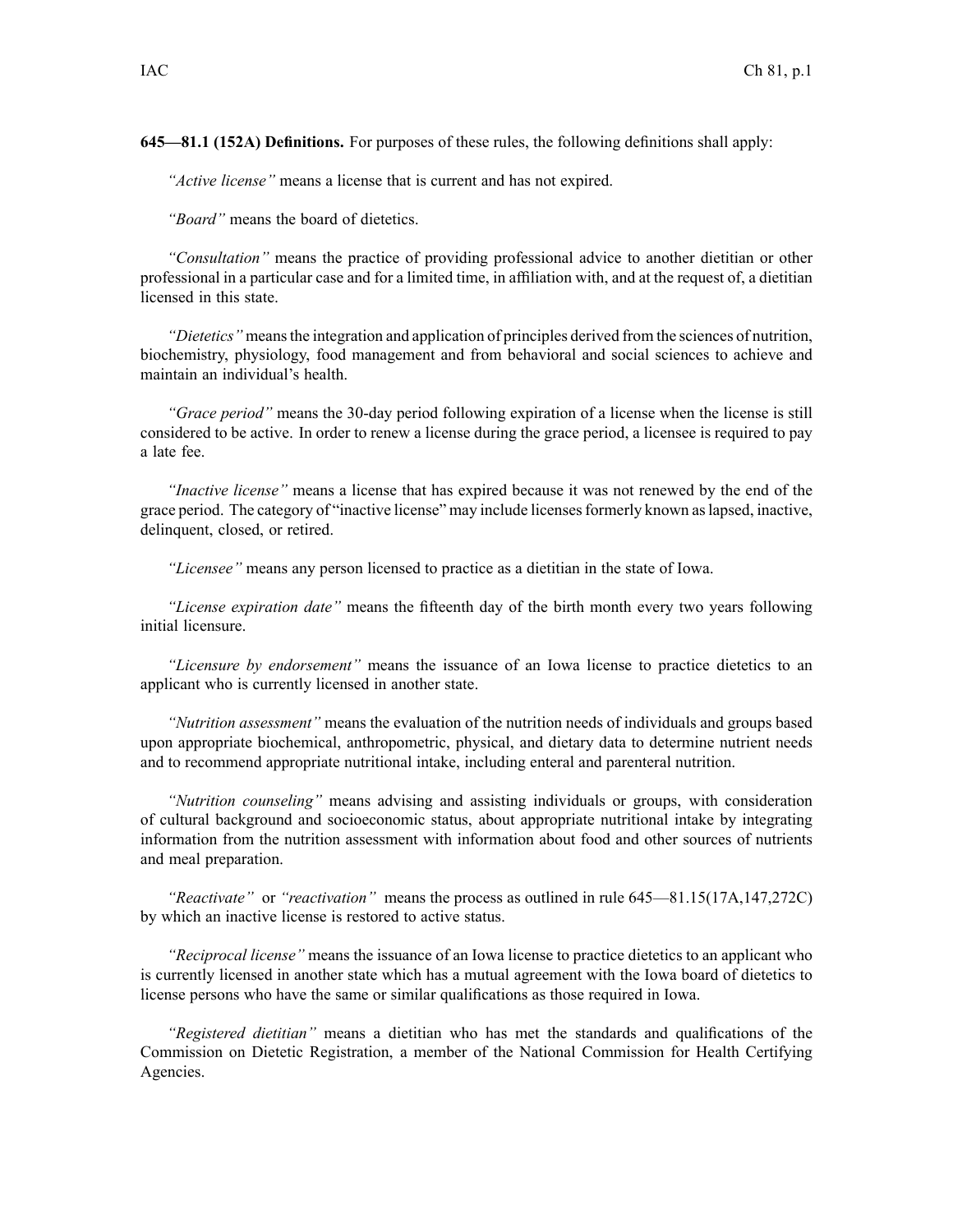**645—81.1 (152A) Definitions.** For purposes of these rules, the following definitions shall apply:

*"Active license"* means a license that is current and has not expired.

*"Board"* means the board of dietetics.

*"Consultation"* means the practice of providing professional advice to another dietitian or other professional in a particular case and for a limited time, in affiliation with, and at the request of, a dietitian licensed in this state.

*"Dietetics"* means the integration and application of principles derived from the sciences of nutrition, biochemistry, physiology, food management and from behavioral and social sciences to achieve and maintain an individual's health.

*"Grace period"* means the 30-day period following expiration of a license when the license is still considered to be active. In order to renew a license during the grace period, a licensee is required to pay a late fee.

*"Inactive license"* means a license that has expired because it was not renewed by the end of the grace period. The category of "inactive license" may include licenses formerly known as lapsed, inactive, delinquent, closed, or retired.

*"Licensee"* means any person licensed to practice as a dietitian in the state of Iowa.

*"License expiration date"* means the fifteenth day of the birth month every two years following initial licensure.

*"Licensure by endorsement"* means the issuance of an Iowa license to practice dietetics to an applicant who is currently licensed in another state.

*"Nutrition assessment"* means the evaluation of the nutrition needs of individuals and groups based upon appropriate biochemical, anthropometric, physical, and dietary data to determine nutrient needs and to recommend appropriate nutritional intake, including enteral and parenteral nutrition.

*"Nutrition counseling"* means advising and assisting individuals or groups, with consideration of cultural background and socioeconomic status, about appropriate nutritional intake by integrating information from the nutrition assessment with information about food and other sources of nutrients and meal preparation.

*"Reactivate"* or *"reactivation"* means the process as outlined in rule 645—81.15(17A,147,272C) by which an inactive license is restored to active status.

*"Reciprocal license"* means the issuance of an Iowa license to practice dietetics to an applicant who is currently licensed in another state which has a mutual agreement with the Iowa board of dietetics to license persons who have the same or similar qualifications as those required in Iowa.

*"Registered dietitian"* means a dietitian who has met the standards and qualifications of the Commission on Dietetic Registration, a member of the National Commission for Health Certifying Agencies.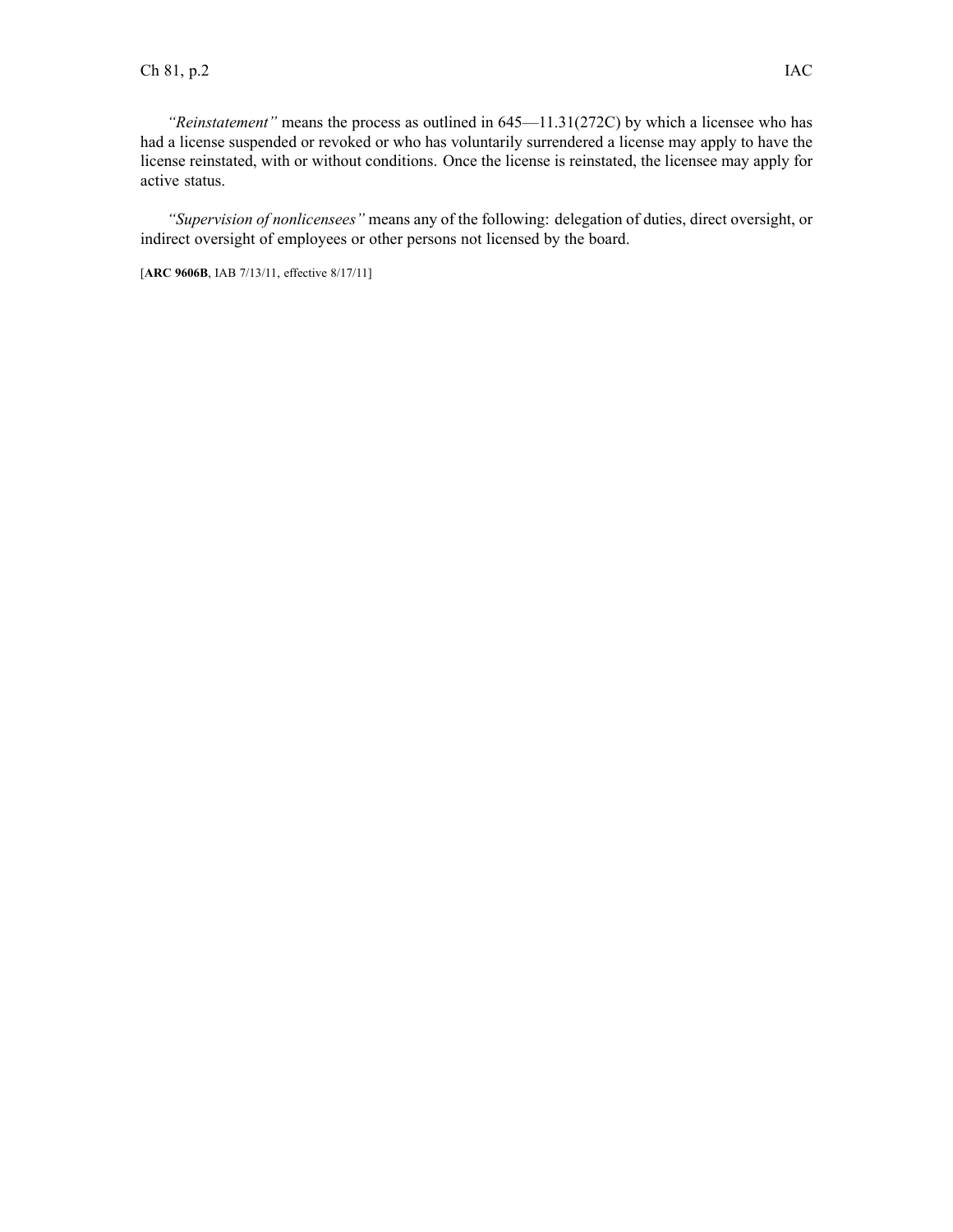*"Reinstatement"* means the process as outlined in 645—11.31(272C) by which a licensee who has had a license suspended or revoked or who has voluntarily surrendered a license may apply to have the license reinstated, with or without conditions. Once the license is reinstated, the licensee may apply for active status.

*"Supervision of nonlicensees"* means any of the following: delegation of duties, direct oversight, or indirect oversight of employees or other persons not licensed by the board.

[**ARC 9606B**, IAB 7/13/11, effective 8/17/11]